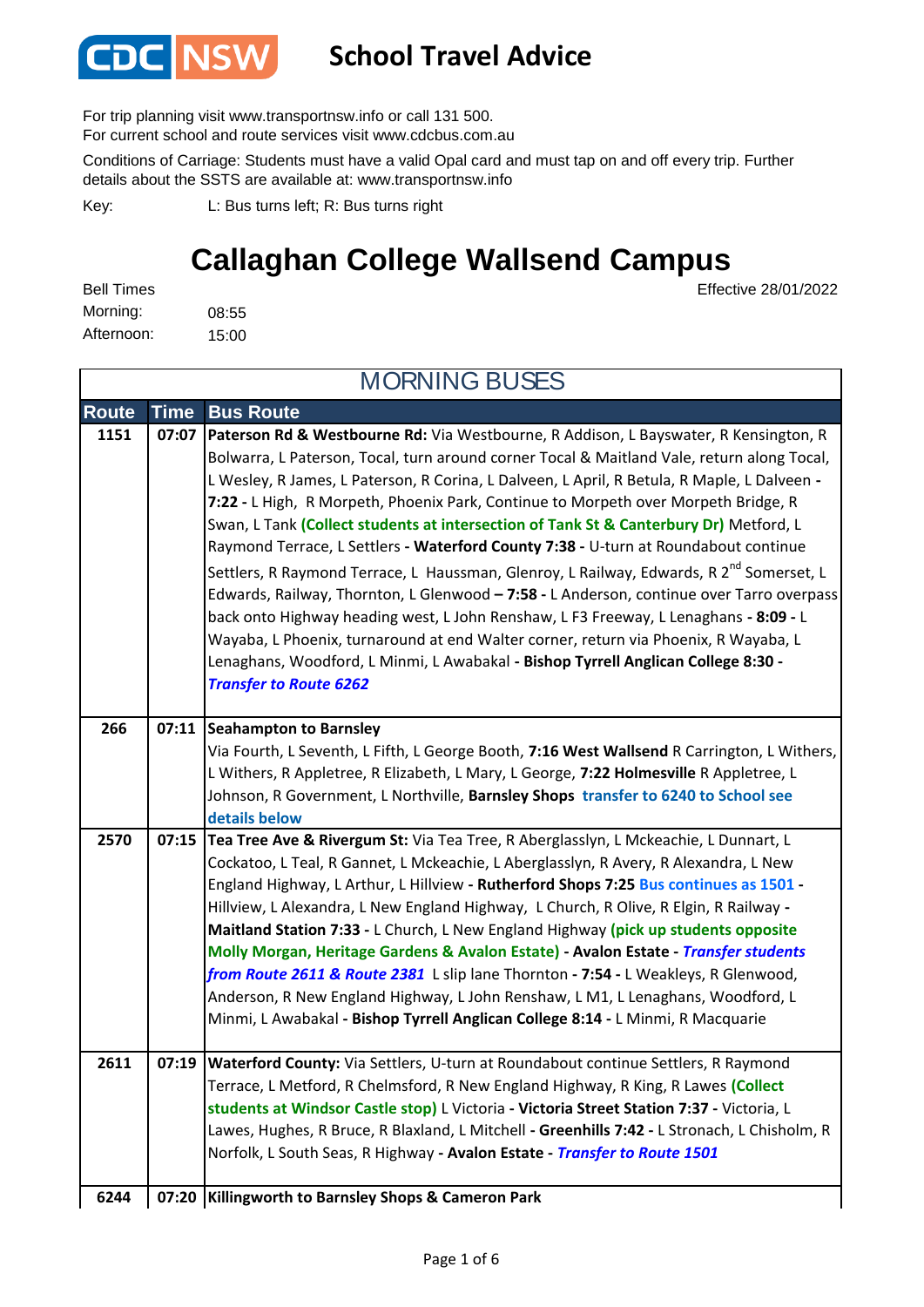# CDC NSW School Travel Advice

For trip planning visit www.transportnsw.info or call 131 500.
For current school and route services visit www.cdcbus.com.au

Conditions of Carriage: Students must have a valid Opal card and must tap on and off every trip. Further details about the SSTS are available at: www.transportnsw.info

Key: L: Bus turns left; R: Bus turns right

## Callaghan College Wallsend Campus

Effective 28/01/2022

Bell Times
Morning: 08:55
Afternoon: 15:00

### MORNING BUSES

| Route | Time | Bus Route |
|---|---|---|
| 1151 | 07:07 | **Paterson Rd & Westbourne Rd:** Via Westbourne, R Addison, L Bayswater, R Kensington, R Bolwarra, L Paterson, Tocal, turn around corner Tocal & Maitland Vale, return along Tocal, L Wesley, R James, L Paterson, R Corina, L Dalveen, L April, R Betula, R Maple, L Dalveen **- 7:22 -** L High, R Morpeth, Phoenix Park, Continue to Morpeth over Morpeth Bridge, R Swan, L Tank **(Collect students at intersection of Tank St & Canterbury Dr)** Metford, L Raymond Terrace, L Settlers **- Waterford County 7:38 -** U-turn at Roundabout continue Settlers, R Raymond Terrace, L Haussman, Glenroy, L Railway, Edwards, R 2nd Somerset, L Edwards, Railway, Thornton, L Glenwood **– 7:58 -** L Anderson, continue over Tarro overpass back onto Highway heading west, L John Renshaw, L F3 Freeway, L Lenaghans **- 8:09 -** L Wayaba, L Phoenix, turnaround at end Walter corner, return via Phoenix, R Wayaba, L Lenaghans, Woodford, L Minmi, L Awabakal **- Bishop Tyrrell Anglican College 8:30 -** ***Transfer to Route 6262*** |
| 266 | 07:11 | **Seahampton to Barnsley** Via Fourth, L Seventh, L Fifth, L George Booth, **7:16 West Wallsend** R Carrington, L Withers, L Withers, R Appletree, R Elizabeth, L Mary, L George, **7:22 Holmesville** R Appletree, L Johnson, R Government, L Northville, **Barnsley Shops** **transfer to 6240 to School see details below** |
| 2570 | 07:15 | **Tea Tree Ave & Rivergum St:** Via Tea Tree, R Aberglasslyn, L Mckeachie, L Dunnart, L Cockatoo, L Teal, R Gannet, L Mckeachie, L Aberglasslyn, R Avery, R Alexandra, L New England Highway, L Arthur, L Hillview **- Rutherford Shops 7:25** **Bus continues as 1501 -** Hillview, L Alexandra, L New England Highway, L Church, R Olive, R Elgin, R Railway **- Maitland Station 7:33 -** L Church, L New England Highway **(pick up students opposite Molly Morgan, Heritage Gardens & Avalon Estate) - Avalon Estate -** ***Transfer students from Route 2611 & Route 2381*** L slip lane Thornton **- 7:54 -** L Weakleys, R Glenwood, Anderson, R New England Highway, L John Renshaw, L M1, L Lenaghans, Woodford, L Minmi, L Awabakal **- Bishop Tyrrell Anglican College 8:14 -** L Minmi, R Macquarie |
| 2611 | 07:19 | **Waterford County:** Via Settlers, U-turn at Roundabout continue Settlers, R Raymond Terrace, L Metford, R Chelmsford, R New England Highway, R King, R Lawes **(Collect students at Windsor Castle stop)** L Victoria **- Victoria Street Station 7:37 -** Victoria, L Lawes, Hughes, R Bruce, R Blaxland, L Mitchell **- Greenhills 7:42 -** L Stronach, L Chisholm, R Norfolk, L South Seas, R Highway **- Avalon Estate -** ***Transfer to Route 1501*** |
| 6244 | 07:20 | **Killingworth to Barnsley Shops & Cameron Park** |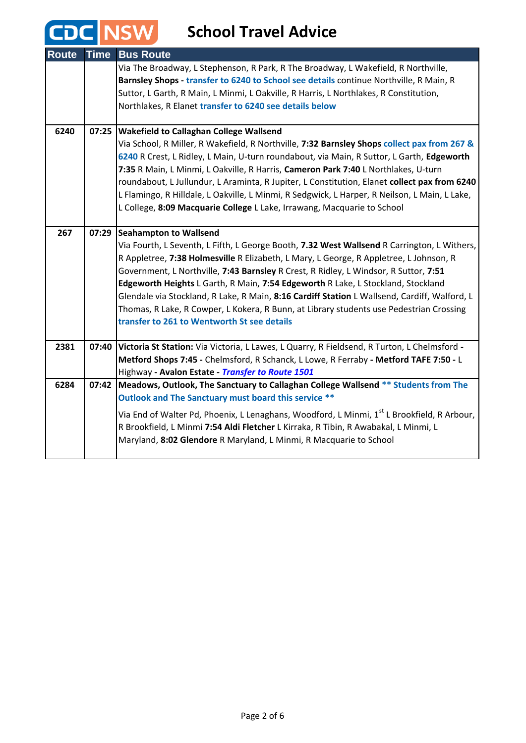# CDC NSW School Travel Advice

| Route | Time | Bus Route |
|---|---|---|
| | | Via The Broadway, L Stephenson, R Park, R The Broadway, L Wakefield, R Northville, **Barnsley Shops - transfer to 6240 to School see details** continue Northville, R Main, R Suttor, L Garth, R Main, L Minmi, L Oakville, R Harris, L Northlakes, R Constitution, Northlakes, R Elanet **transfer to 6240 see details below** |
| 6240 | 07:25 | **Wakefield to Callaghan College Wallsend**<br>Via School, R Miller, R Wakefield, R Northville, **7:32 Barnsley Shops collect pax from 267 & 6240** R Crest, L Ridley, L Main, U-turn roundabout, via Main, R Suttor, L Garth, **Edgeworth 7:35** R Main, L Minmi, L Oakville, R Harris, **Cameron Park 7:40** L Northlakes, U-turn roundabout, L Jullundur, L Araminta, R Jupiter, L Constitution, Elanet **collect pax from 6240** L Flamingo, R Hilldale, L Oakville, L Minmi, R Sedgwick, L Harper, R Neilson, L Main, L Lake, L College, **8:09 Macquarie College** L Lake, Irrawang, Macquarie to School |
| 267 | 07:29 | **Seahampton to Wallsend**<br>Via Fourth, L Seventh, L Fifth, L George Booth, **7.32 West Wallsend** R Carrington, L Withers, R Appletree, **7:38 Holmesville** R Elizabeth, L Mary, L George, R Appletree, L Johnson, R Government, L Northville, **7:43 Barnsley** R Crest, R Ridley, L Windsor, R Suttor, **7:51 Edgeworth Heights** L Garth, R Main, **7:54 Edgeworth** R Lake, L Stockland, Stockland Glendale via Stockland, R Lake, R Main, **8:16 Cardiff Station** L Wallsend, Cardiff, Walford, L Thomas, R Lake, R Cowper, L Kokera, R Bunn, at Library students use Pedestrian Crossing **transfer to 261 to Wentworth St see details** |
| 2381 | 07:40 | **Victoria St Station:** Via Victoria, L Lawes, L Quarry, R Fieldsend, R Turton, L Chelmsford **- Metford Shops 7:45 -** Chelmsford, R Schanck, L Lowe, R Ferraby **- Metford TAFE 7:50 -** L Highway **- Avalon Estate -** ***Transfer to Route 1501*** |
| 6284 | 07:42 | **Meadows, Outlook, The Sanctuary to Callaghan College Wallsend \*\* Students from The Outlook and The Sanctuary must board this service \*\***<br>Via End of Walter Pd, Phoenix, L Lenaghans, Woodford, L Minmi, 1st L Brookfield, R Arbour, R Brookfield, L Minmi **7:54 Aldi Fletcher** L Kirraka, R Tibin, R Awabakal, L Minmi, L Maryland, **8:02 Glendore** R Maryland, L Minmi, R Macquarie to School |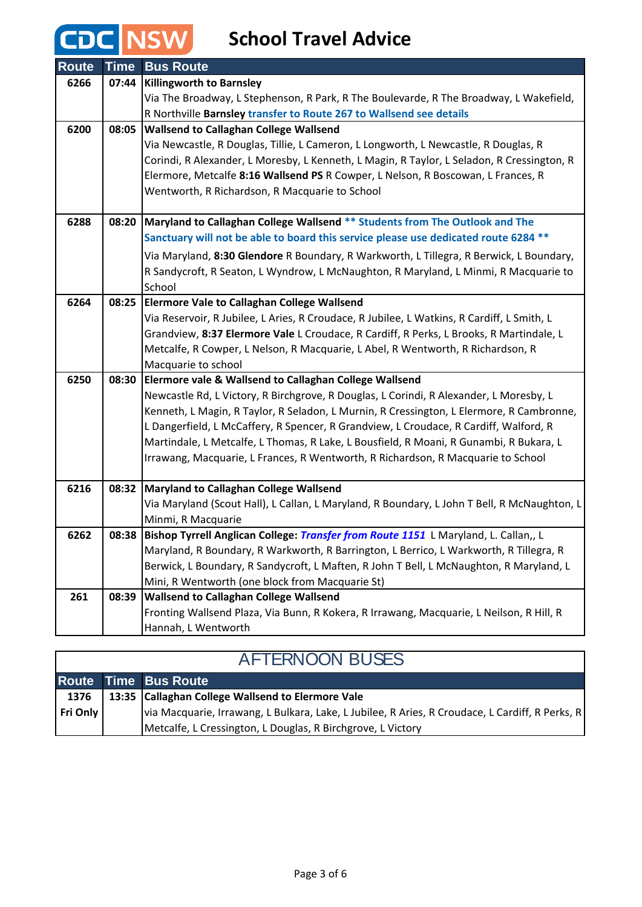# CDC NSW School Travel Advice

| Route | Time | Bus Route |
|---|---|---|
| 6266 | 07:44 | **Killingworth to Barnsley** Via The Broadway, L Stephenson, R Park, R The Boulevarde, R The Broadway, L Wakefield, R Northville **Barnsley** **transfer to Route 267 to Wallsend see details** |
| 6200 | 08:05 | **Wallsend to Callaghan College Wallsend** Via Newcastle, R Douglas, Tillie, L Cameron, L Longworth, L Newcastle, R Douglas, R Corindi, R Alexander, L Moresby, L Kenneth, L Magin, R Taylor, L Seladon, R Cressington, R Elermore, Metcalfe **8:16 Wallsend PS** R Cowper, L Nelson, R Boscowan, L Frances, R Wentworth, R Richardson, R Macquarie to School |
| 6288 | 08:20 | **Maryland to Callaghan College Wallsend** **\*\* Students from The Outlook and The Sanctuary will not be able to board this service please use dedicated route 6284 \*\*** Via Maryland, **8:30 Glendore** R Boundary, R Warkworth, L Tillegra, R Berwick, L Boundary, R Sandycroft, R Seaton, L Wyndrow, L McNaughton, R Maryland, L Minmi, R Macquarie to School |
| 6264 | 08:25 | **Elermore Vale to Callaghan College Wallsend** Via Reservoir, R Jubilee, L Aries, R Croudace, R Jubilee, L Watkins, R Cardiff, L Smith, L Grandview, **8:37 Elermore Vale** L Croudace, R Cardiff, R Perks, L Brooks, R Martindale, L Metcalfe, R Cowper, L Nelson, R Macquarie, L Abel, R Wentworth, R Richardson, R Macquarie to school |
| 6250 | 08:30 | **Elermore vale & Wallsend to Callaghan College Wallsend** Newcastle Rd, L Victory, R Birchgrove, R Douglas, L Corindi, R Alexander, L Moresby, L Kenneth, L Magin, R Taylor, R Seladon, L Murnin, R Cressington, L Elermore, R Cambronne, L Dangerfield, L McCaffery, R Spencer, R Grandview, L Croudace, R Cardiff, Walford, R Martindale, L Metcalfe, L Thomas, R Lake, L Bousfield, R Moani, R Gunambi, R Bukara, L Irrawang, Macquarie, L Frances, R Wentworth, R Richardson, R Macquarie to School |
| 6216 | 08:32 | **Maryland to Callaghan College Wallsend** Via Maryland (Scout Hall), L Callan, L Maryland, R Boundary, L John T Bell, R McNaughton, L Minmi, R Macquarie |
| 6262 | 08:38 | **Bishop Tyrrell Anglican College:** ***Transfer from Route 1151*** L Maryland, L. Callan,, L Maryland, R Boundary, R Warkworth, R Barrington, L Berrico, L Warkworth, R Tillegra, R Berwick, L Boundary, R Sandycroft, L Maften, R John T Bell, L McNaughton, R Maryland, L Mini, R Wentworth (one block from Macquarie St) |
| 261 | 08:39 | **Wallsend to Callaghan College Wallsend** Fronting Wallsend Plaza, Via Bunn, R Kokera, R Irrawang, Macquarie, L Neilson, R Hill, R Hannah, L Wentworth |

## AFTERNOON BUSES

| Route | Time | Bus Route |
|---|---|---|
| 1376 Fri Only | 13:35 | **Callaghan College Wallsend to Elermore Vale** via Macquarie, Irrawang, L Bulkara, Lake, L Jubilee, R Aries, R Croudace, L Cardiff, R Perks, R Metcalfe, L Cressington, L Douglas, R Birchgrove, L Victory |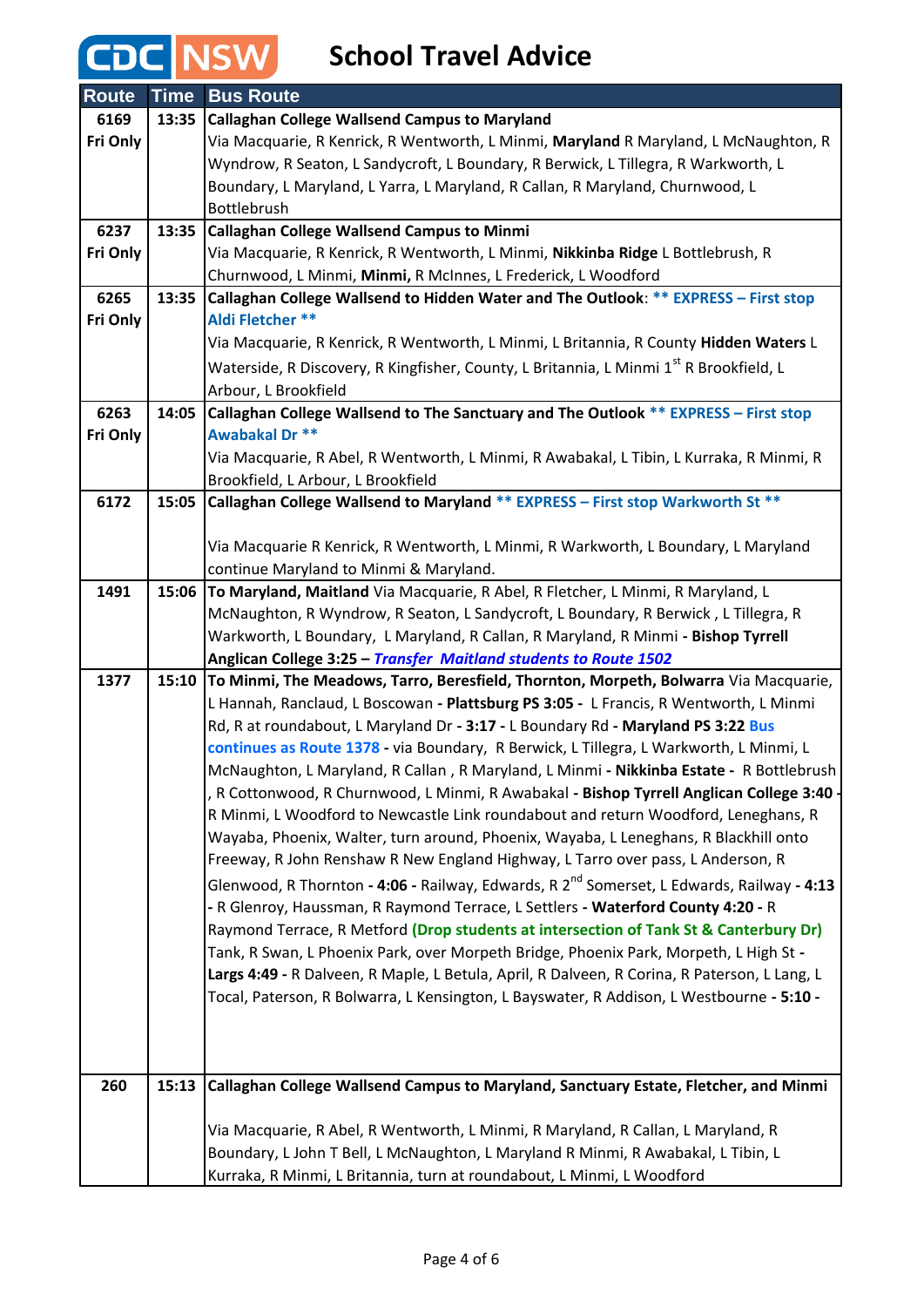# School Travel Advice

| Route | Time | Bus Route |
|---|---|---|
| 6169 Fri Only | 13:35 | **Callaghan College Wallsend Campus to Maryland** Via Macquarie, R Kenrick, R Wentworth, L Minmi, **Maryland** R Maryland, L McNaughton, R Wyndrow, R Seaton, L Sandycroft, L Boundary, R Berwick, L Tillegra, R Warkworth, L Boundary, L Maryland, L Yarra, L Maryland, R Callan, R Maryland, Churnwood, L Bottlebrush |
| 6237 Fri Only | 13:35 | **Callaghan College Wallsend Campus to Minmi** Via Macquarie, R Kenrick, R Wentworth, L Minmi, **Nikkinba Ridge** L Bottlebrush, R Churnwood, L Minmi, **Minmi,** R McInnes, L Frederick, L Woodford |
| 6265 Fri Only | 13:35 | **Callaghan College Wallsend to Hidden Water and The Outlook**: **\*\* EXPRESS – First stop Aldi Fletcher \*\*** Via Macquarie, R Kenrick, R Wentworth, L Minmi, L Britannia, R County **Hidden Waters** L Waterside, R Discovery, R Kingfisher, County, L Britannia, L Minmi 1st R Brookfield, L Arbour, L Brookfield |
| 6263 Fri Only | 14:05 | **Callaghan College Wallsend to The Sanctuary and The Outlook** **\*\* EXPRESS – First stop Awabakal Dr \*\*** Via Macquarie, R Abel, R Wentworth, L Minmi, R Awabakal, L Tibin, L Kurraka, R Minmi, R Brookfield, L Arbour, L Brookfield |
| 6172 | 15:05 | **Callaghan College Wallsend to Maryland** **\*\* EXPRESS – First stop Warkworth St \*\*** Via Macquarie R Kenrick, R Wentworth, L Minmi, R Warkworth, L Boundary, L Maryland continue Maryland to Minmi & Maryland. |
| 1491 | 15:06 | **To Maryland, Maitland** Via Macquarie, R Abel, R Fletcher, L Minmi, R Maryland, L McNaughton, R Wyndrow, R Seaton, L Sandycroft, L Boundary, R Berwick , L Tillegra, R Warkworth, L Boundary, L Maryland, R Callan, R Maryland, R Minmi - **Bishop Tyrrell Anglican College 3:25 –** ***Transfer Maitland students to Route 1502*** |
| 1377 | 15:10 | **To Minmi, The Meadows, Tarro, Beresfield, Thornton, Morpeth, Bolwarra** Via Macquarie, L Hannah, Ranclaud, L Boscowan - **Plattsburg PS 3:05 -** L Francis, R Wentworth, L Minmi Rd, R at roundabout, L Maryland Dr - **3:17 -** L Boundary Rd - **Maryland PS 3:22** Bus continues as Route 1378 - via Boundary, R Berwick, L Tillegra, L Warkworth, L Minmi, L McNaughton, L Maryland, R Callan , R Maryland, L Minmi - **Nikkinba Estate -** R Bottlebrush , R Cottonwood, R Churnwood, L Minmi, R Awabakal - **Bishop Tyrrell Anglican College 3:40 -** R Minmi, L Woodford to Newcastle Link roundabout and return Woodford, Leneghans, R Wayaba, Phoenix, Walter, turn around, Phoenix, Wayaba, L Leneghans, R Blackhill onto Freeway, R John Renshaw R New England Highway, L Tarro over pass, L Anderson, R Glenwood, R Thornton **- 4:06 -** Railway, Edwards, R 2nd Somerset, L Edwards, Railway **- 4:13 -** R Glenroy, Haussman, R Raymond Terrace, L Settlers - **Waterford County 4:20 -** R Raymond Terrace, R Metford **(Drop students at intersection of Tank St & Canterbury Dr)** Tank, R Swan, L Phoenix Park, over Morpeth Bridge, Phoenix Park, Morpeth, L High St - **Largs 4:49 -** R Dalveen, R Maple, L Betula, April, R Dalveen, R Corina, R Paterson, L Lang, L Tocal, Paterson, R Bolwarra, L Kensington, L Bayswater, R Addison, L Westbourne **- 5:10 -** |
| 260 | 15:13 | **Callaghan College Wallsend Campus to Maryland, Sanctuary Estate, Fletcher, and Minmi** Via Macquarie, R Abel, R Wentworth, L Minmi, R Maryland, R Callan, L Maryland, R Boundary, L John T Bell, L McNaughton, L Maryland R Minmi, R Awabakal, L Tibin, L Kurraka, R Minmi, L Britannia, turn at roundabout, L Minmi, L Woodford |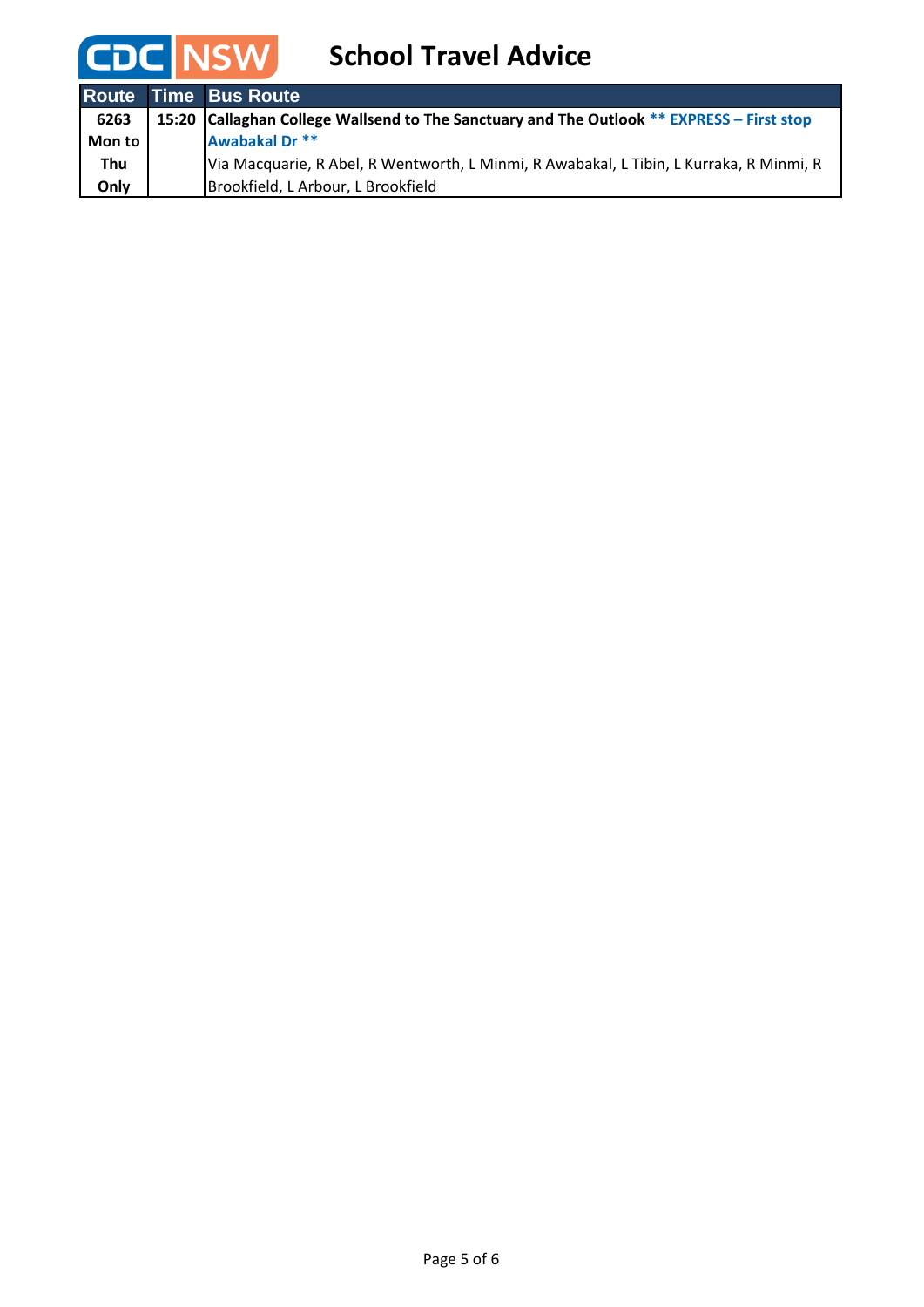# School Travel Advice

| Route | Time | Bus Route |
|---|---|---|
| 6263 Mon to Thu Only | 15:20 | **Callaghan College Wallsend to The Sanctuary and The Outlook** **\*\* EXPRESS – First stop Awabakal Dr \*\*** Via Macquarie, R Abel, R Wentworth, L Minmi, R Awabakal, L Tibin, L Kurraka, R Minmi, R Brookfield, L Arbour, L Brookfield |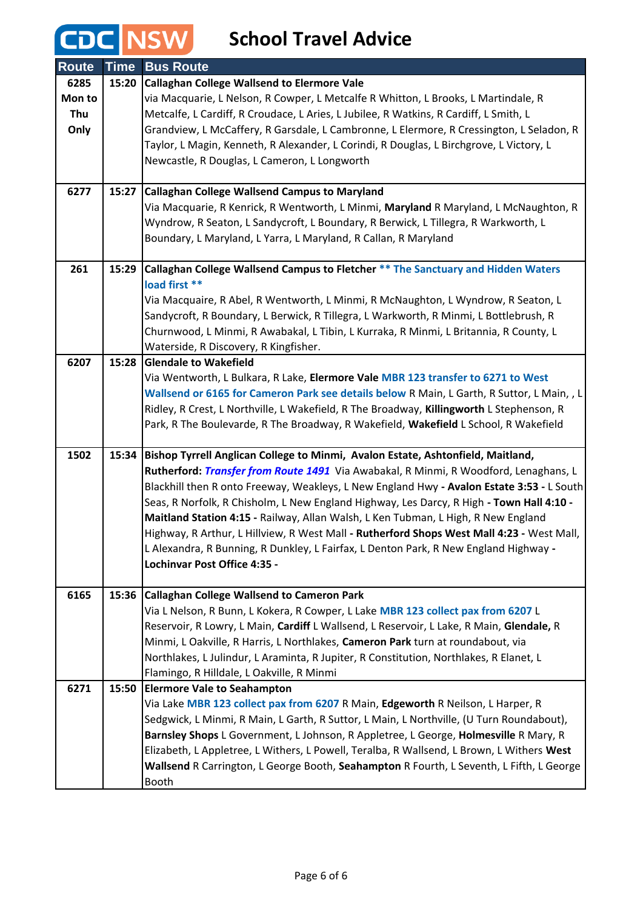# School Travel Advice

| Route | Time | Bus Route |
|---|---|---|
| 6285 Mon to Thu Only | 15:20 | **Callaghan College Wallsend to Elermore Vale** via Macquarie, L Nelson, R Cowper, L Metcalfe R Whitton, L Brooks, L Martindale, R Metcalfe, L Cardiff, R Croudace, L Aries, L Jubilee, R Watkins, R Cardiff, L Smith, L Grandview, L McCaffery, R Garsdale, L Cambronne, L Elermore, R Cressington, L Seladon, R Taylor, L Magin, Kenneth, R Alexander, L Corindi, R Douglas, L Birchgrove, L Victory, L Newcastle, R Douglas, L Cameron, L Longworth |
| 6277 | 15:27 | **Callaghan College Wallsend Campus to Maryland** Via Macquarie, R Kenrick, R Wentworth, L Minmi, **Maryland** R Maryland, L McNaughton, R Wyndrow, R Seaton, L Sandycroft, L Boundary, R Berwick, L Tillegra, R Warkworth, L Boundary, L Maryland, L Yarra, L Maryland, R Callan, R Maryland |
| 261 | 15:29 | **Callaghan College Wallsend Campus to Fletcher \*\* The Sanctuary and Hidden Waters load first \*\*** Via Macquaire, R Abel, R Wentworth, L Minmi, R McNaughton, L Wyndrow, R Seaton, L Sandycroft, R Boundary, L Berwick, R Tillegra, L Warkworth, R Minmi, L Bottlebrush, R Churnwood, L Minmi, R Awabakal, L Tibin, L Kurraka, R Minmi, L Britannia, R County, L Waterside, R Discovery, R Kingfisher. |
| 6207 | 15:28 | **Glendale to Wakefield** Via Wentworth, L Bulkara, R Lake, **Elermore Vale MBR 123 transfer to 6271 to West Wallsend or 6165 for Cameron Park see details below** R Main, L Garth, R Suttor, L Main, , L Ridley, R Crest, L Northville, L Wakefield, R The Broadway, **Killingworth** L Stephenson, R Park, R The Boulevarde, R The Broadway, R Wakefield, **Wakefield** L School, R Wakefield |
| 1502 | 15:34 | **Bishop Tyrrell Anglican College to Minmi, Avalon Estate, Ashtonfield, Maitland, Rutherford:** ***Transfer from Route 1491*** Via Awabakal, R Minmi, R Woodford, Lenaghans, L Blackhill then R onto Freeway, Weakleys, L New England Hwy **- Avalon Estate 3:53 -** L South Seas, R Norfolk, R Chisholm, L New England Highway, Les Darcy, R High **- Town Hall 4:10 - Maitland Station 4:15 -** Railway, Allan Walsh, L Ken Tubman, L High, R New England Highway, R Arthur, L Hillview, R West Mall **- Rutherford Shops West Mall 4:23 -** West Mall, L Alexandra, R Bunning, R Dunkley, L Fairfax, L Denton Park, R New England Highway **- Lochinvar Post Office 4:35 -** |
| 6165 | 15:36 | **Callaghan College Wallsend to Cameron Park** Via L Nelson, R Bunn, L Kokera, R Cowper, L Lake **MBR 123 collect pax from 6207** L Reservoir, R Lowry, L Main, **Cardiff** L Wallsend, L Reservoir, L Lake, R Main, **Glendale,** R Minmi, L Oakville, R Harris, L Northlakes, **Cameron Park** turn at roundabout, via Northlakes, L Julindur, L Araminta, R Jupiter, R Constitution, Northlakes, R Elanet, L Flamingo, R Hilldale, L Oakville, R Minmi |
| 6271 | 15:50 | **Elermore Vale to Seahampton** Via Lake **MBR 123 collect pax from 6207** R Main, **Edgeworth** R Neilson, L Harper, R Sedgwick, L Minmi, R Main, L Garth, R Suttor, L Main, L Northville, (U Turn Roundabout), **Barnsley Shops** L Government, L Johnson, R Appletree, L George, **Holmesville** R Mary, R Elizabeth, L Appletree, L Withers, L Powell, Teralba, R Wallsend, L Brown, L Withers **West Wallsend** R Carrington, L George Booth, **Seahampton** R Fourth, L Seventh, L Fifth, L George Booth |